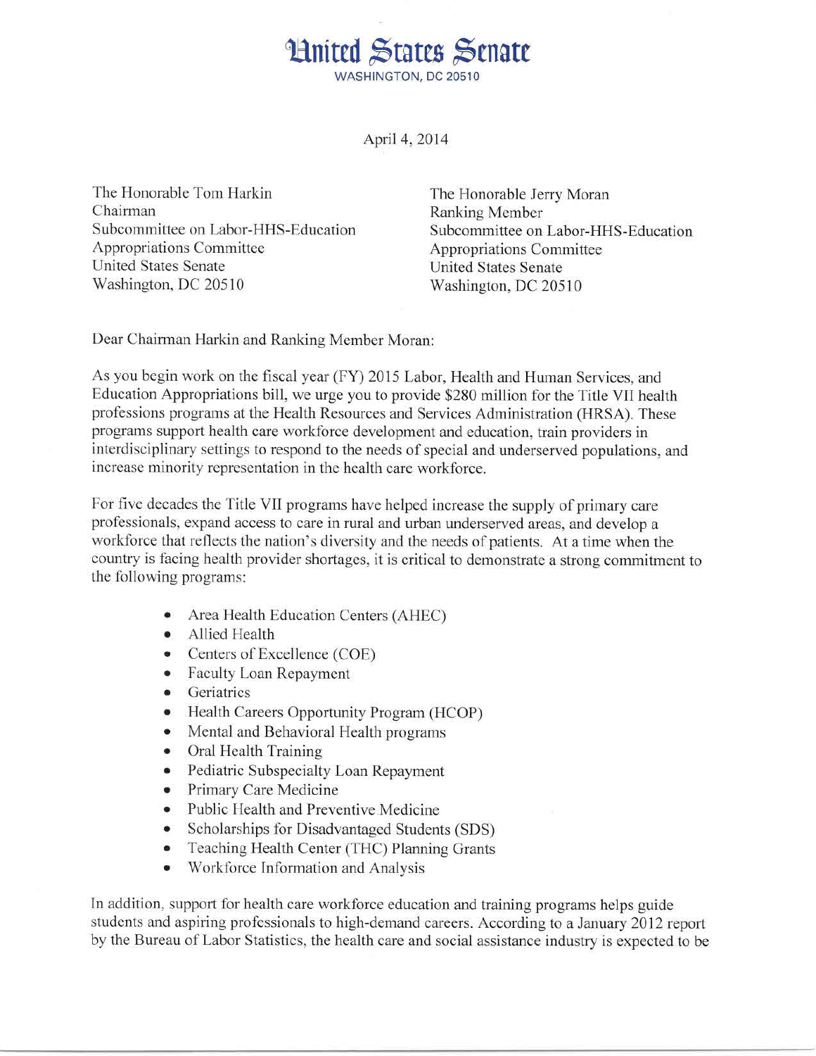# United States Senate

WASHINGTON, DC 20510

April 4, 2014

The Honorable Tom Harkin
Chairman
Subcommittee on Labor-HHS-Education
Appropriations Committee
United States Senate
Washington, DC 20510

The Honorable Jerry Moran
Ranking Member
Subcommittee on Labor-HHS-Education
Appropriations Committee
United States Senate
Washington, DC 20510

Dear Chairman Harkin and Ranking Member Moran:

As you begin work on the fiscal year (FY) 2015 Labor, Health and Human Services, and Education Appropriations bill, we urge you to provide $280 million for the Title VII health professions programs at the Health Resources and Services Administration (HRSA). These programs support health care workforce development and education, train providers in interdisciplinary settings to respond to the needs of special and underserved populations, and increase minority representation in the health care workforce.

For five decades the Title VII programs have helped increase the supply of primary care professionals, expand access to care in rural and urban underserved areas, and develop a workforce that reflects the nation's diversity and the needs of patients. At a time when the country is facing health provider shortages, it is critical to demonstrate a strong commitment to the following programs:

- Area Health Education Centers (AHEC)
- Allied Health
- Centers of Excellence (COE)
- Faculty Loan Repayment
- Geriatrics
- Health Careers Opportunity Program (HCOP)
- Mental and Behavioral Health programs
- Oral Health Training
- Pediatric Subspecialty Loan Repayment
- Primary Care Medicine
- Public Health and Preventive Medicine
- Scholarships for Disadvantaged Students (SDS)
- Teaching Health Center (THC) Planning Grants
- Workforce Information and Analysis

In addition, support for health care workforce education and training programs helps guide students and aspiring professionals to high-demand careers. According to a January 2012 report by the Bureau of Labor Statistics, the health care and social assistance industry is expected to be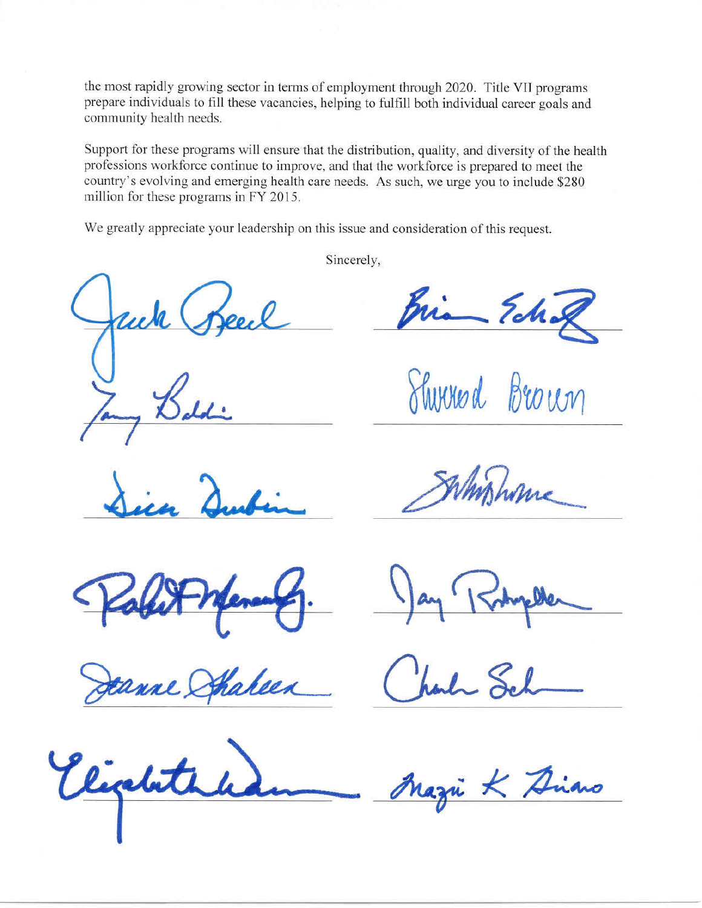the most rapidly growing sector in terms of employment through 2020. Title VII programs prepare individuals to fill these vacancies, helping to fulfill both individual career goals and community health needs.

Support for these programs will ensure that the distribution, quality, and diversity of the health professions workforce continue to improve, and that the workforce is prepared to meet the country's evolving and emerging health care needs. As such, we urge you to include $280 million for these programs in FY 2015.

We greatly appreciate your leadership on this issue and consideration of this request.

Sincerely,

Jack Reed

Brian Schatz

Tammy Baldwin

Sherrod Brown

Dick Durbin

Sheldon Whitehouse

Robert Menendez Jr.

Jay Rockefeller

Jeanne Shaheen

Charles Schumer

Elizabeth Warren

Mazie K Hirono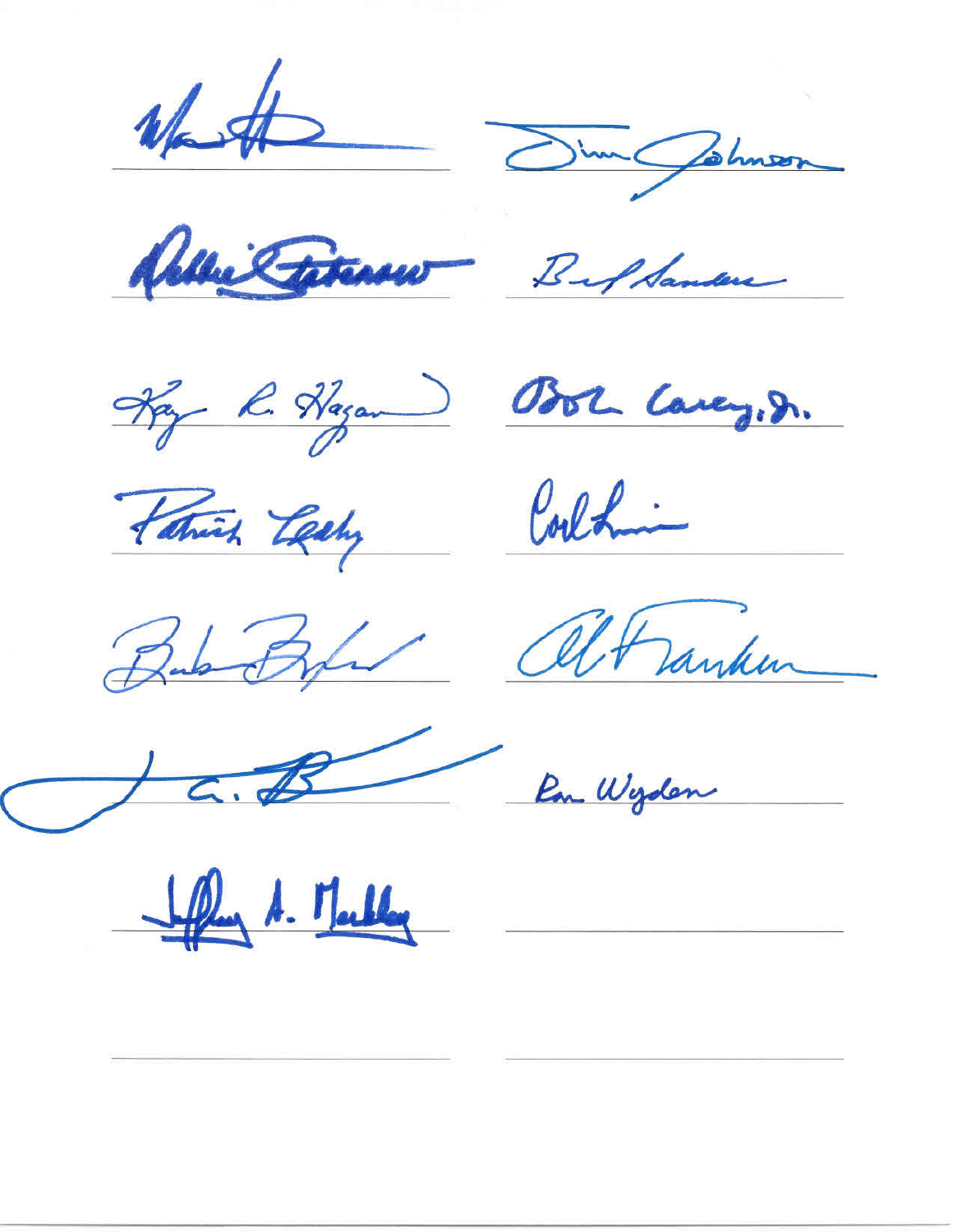Jim Johnson

Kay R. Hagan

Bob Casey, Jr.

Patrick Leahy

Carl Levin

Al Franken

Ron Wyden

Jeffrey A. Merkley